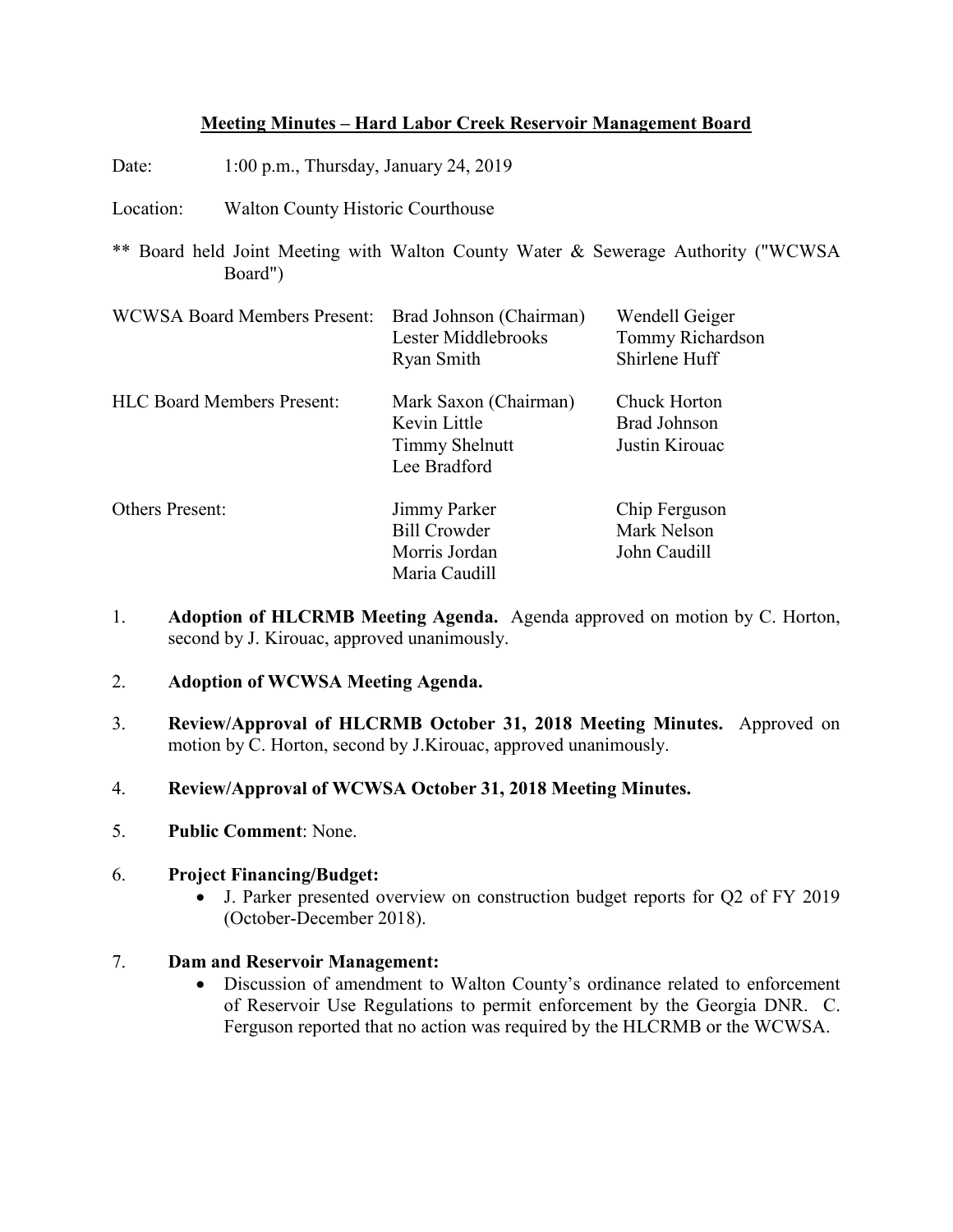## Meeting Minutes – Hard Labor Creek Reservoir Management Board

Date: 1:00 p.m., Thursday, January 24, 2019

Location: Walton County Historic Courthouse

** Board held Joint Meeting with Walton County Water & Sewerage Authority ("WCWSA Board")

| | | |
|---|---|---|
| WCWSA Board Members Present: | Brad Johnson (Chairman) | Wendell Geiger |
| | Lester Middlebrooks | Tommy Richardson |
| | Ryan Smith | Shirlene Huff |
| HLC Board Members Present: | Mark Saxon (Chairman) | Chuck Horton |
| | Kevin Little | Brad Johnson |
| | Timmy Shelnutt | Justin Kirouac |
| | Lee Bradford | |
| Others Present: | Jimmy Parker | Chip Ferguson |
| | Bill Crowder | Mark Nelson |
| | Morris Jordan | John Caudill |
| | Maria Caudill | |

1. **Adoption of HLCRMB Meeting Agenda.** Agenda approved on motion by C. Horton, second by J. Kirouac, approved unanimously.

2. **Adoption of WCWSA Meeting Agenda.**

3. **Review/Approval of HLCRMB October 31, 2018 Meeting Minutes.** Approved on motion by C. Horton, second by J.Kirouac, approved unanimously.

4. **Review/Approval of WCWSA October 31, 2018 Meeting Minutes.**

5. **Public Comment**: None.

6. **Project Financing/Budget:**
   - J. Parker presented overview on construction budget reports for Q2 of FY 2019 (October-December 2018).

7. **Dam and Reservoir Management:**
   - Discussion of amendment to Walton County's ordinance related to enforcement of Reservoir Use Regulations to permit enforcement by the Georgia DNR. C. Ferguson reported that no action was required by the HLCRMB or the WCWSA.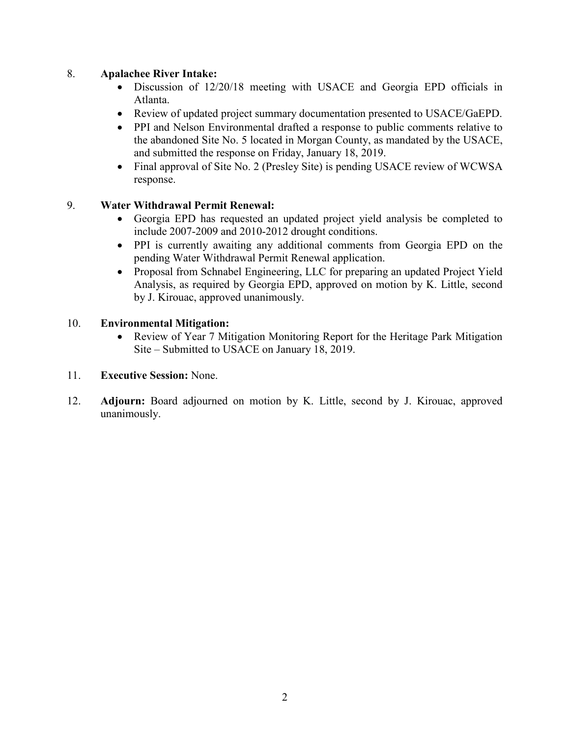8. **Apalachee River Intake:**
   - Discussion of 12/20/18 meeting with USACE and Georgia EPD officials in Atlanta.
   - Review of updated project summary documentation presented to USACE/GaEPD.
   - PPI and Nelson Environmental drafted a response to public comments relative to the abandoned Site No. 5 located in Morgan County, as mandated by the USACE, and submitted the response on Friday, January 18, 2019.
   - Final approval of Site No. 2 (Presley Site) is pending USACE review of WCWSA response.

9. **Water Withdrawal Permit Renewal:**
   - Georgia EPD has requested an updated project yield analysis be completed to include 2007-2009 and 2010-2012 drought conditions.
   - PPI is currently awaiting any additional comments from Georgia EPD on the pending Water Withdrawal Permit Renewal application.
   - Proposal from Schnabel Engineering, LLC for preparing an updated Project Yield Analysis, as required by Georgia EPD, approved on motion by K. Little, second by J. Kirouac, approved unanimously.

10. **Environmental Mitigation:**
    - Review of Year 7 Mitigation Monitoring Report for the Heritage Park Mitigation Site – Submitted to USACE on January 18, 2019.

11. **Executive Session:** None.

12. **Adjourn:** Board adjourned on motion by K. Little, second by J. Kirouac, approved unanimously.